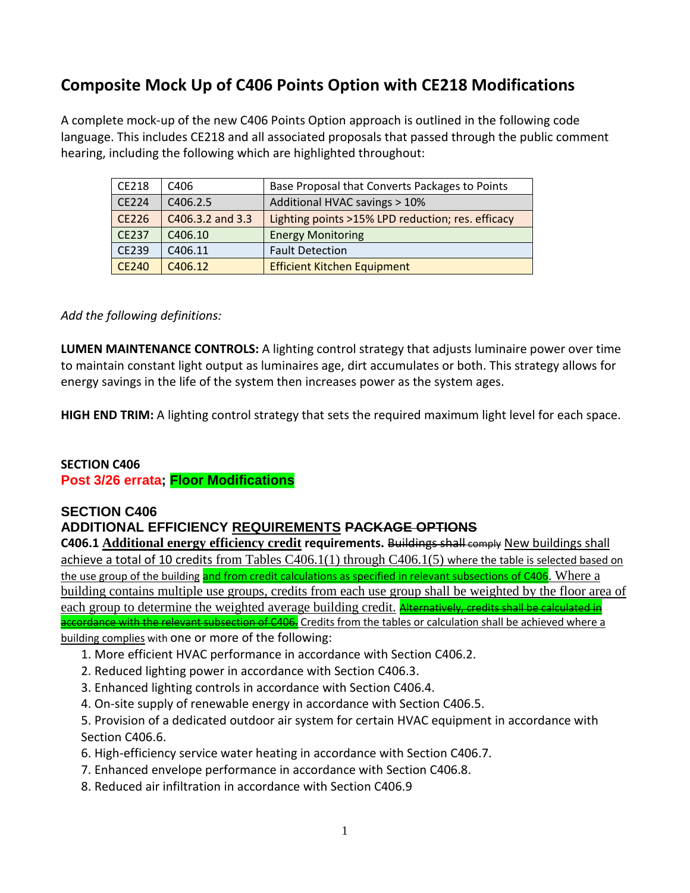# Composite Mock Up of C406 Points Option with CE218 Modifications

A complete mock-up of the new C406 Points Option approach is outlined in the following code language. This includes CE218 and all associated proposals that passed through the public comment hearing, including the following which are highlighted throughout:

| | | |
|---|---|---|
| CE218 | C406 | Base Proposal that Converts Packages to Points |
| CE224 | C406.2.5 | Additional HVAC savings > 10% |
| CE226 | C406.3.2 and 3.3 | Lighting points >15% LPD reduction; res. efficacy |
| CE237 | C406.10 | Energy Monitoring |
| CE239 | C406.11 | Fault Detection |
| CE240 | C406.12 | Efficient Kitchen Equipment |

*Add the following definitions:*

**LUMEN MAINTENANCE CONTROLS:** A lighting control strategy that adjusts luminaire power over time to maintain constant light output as luminaires age, dirt accumulates or both. This strategy allows for energy savings in the life of the system then increases power as the system ages.

**HIGH END TRIM:** A lighting control strategy that sets the required maximum light level for each space.

**SECTION C406**

**Post 3/26 errata; Floor Modifications**

## SECTION C406

## ADDITIONAL EFFICIENCY <u>REQUIREMENTS</u> ~~PACKAGE OPTIONS~~

**C406.1 <u>Additional energy efficiency credit</u> requirements.** ~~Buildings shall comply~~ <u>New buildings shall achieve a total of 10 credits from Tables C406.1(1) through C406.1(5) where the table is selected based on the use group of the building</u> <u>and from credit calculations as specified in relevant subsections of C406</u>. <u>Where a building contains multiple use groups, credits from each use group shall be weighted by the floor area of each group to determine the weighted average building credit.</u> ~~Alternatively, credits shall be calculated in accordance with the relevant subsection of C406.~~ <u>Credits from the tables or calculation shall be achieved where a building complies</u> with one or more of the following:

1. More efficient HVAC performance in accordance with Section C406.2.
2. Reduced lighting power in accordance with Section C406.3.
3. Enhanced lighting controls in accordance with Section C406.4.
4. On-site supply of renewable energy in accordance with Section C406.5.
5. Provision of a dedicated outdoor air system for certain HVAC equipment in accordance with Section C406.6.
6. High-efficiency service water heating in accordance with Section C406.7.
7. Enhanced envelope performance in accordance with Section C406.8.
8. Reduced air infiltration in accordance with Section C406.9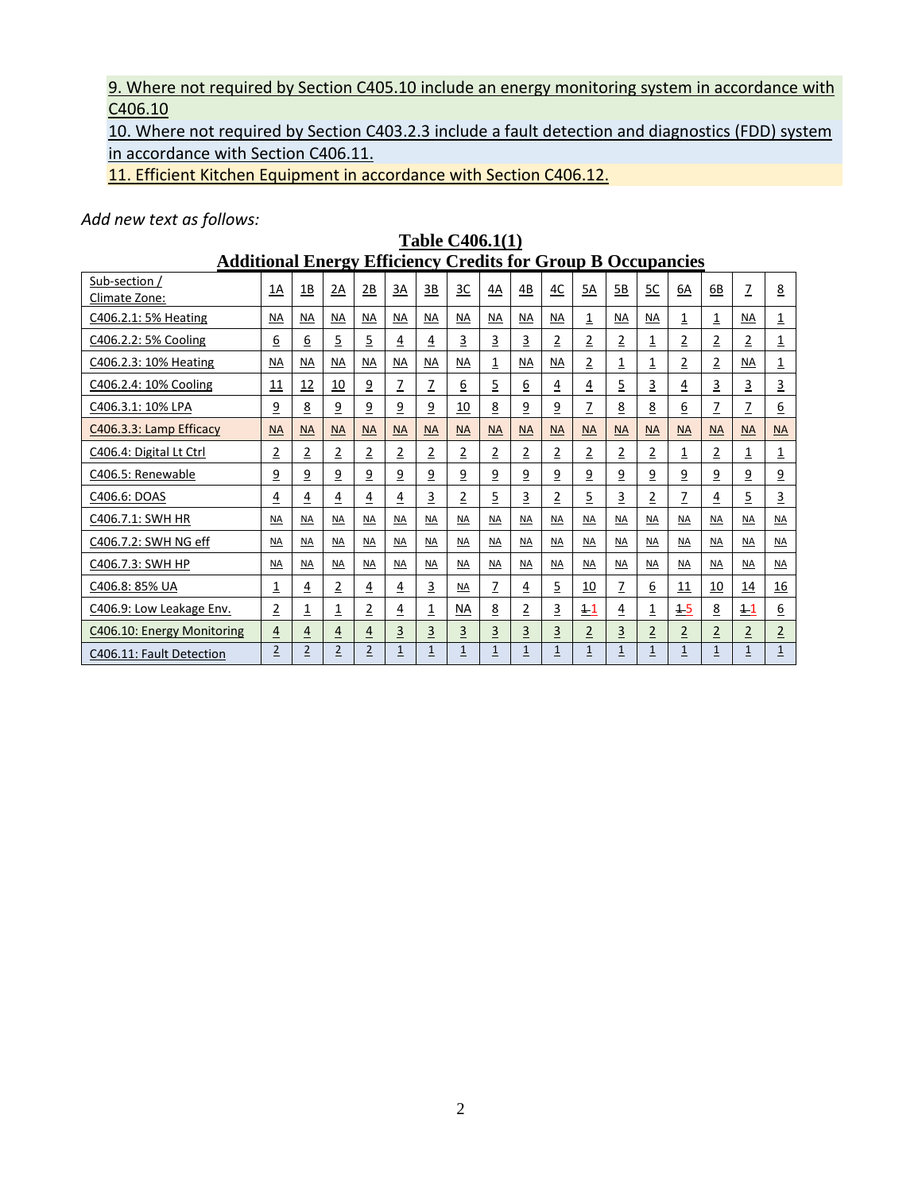9. Where not required by Section C405.10 include an energy monitoring system in accordance with C406.10

10. Where not required by Section C403.2.3 include a fault detection and diagnostics (FDD) system in accordance with Section C406.11.

11. Efficient Kitchen Equipment in accordance with Section C406.12.

*Add new text as follows:*

**Table C406.1(1)**
**Additional Energy Efficiency Credits for Group B Occupancies**

| Sub-section / Climate Zone: | 1A | 1B | 2A | 2B | 3A | 3B | 3C | 4A | 4B | 4C | 5A | 5B | 5C | 6A | 6B | 7 | 8 |
|---|---|---|---|---|---|---|---|---|---|---|---|---|---|---|---|---|---|
| C406.2.1: 5% Heating | NA | NA | NA | NA | NA | NA | NA | NA | NA | NA | 1 | NA | NA | 1 | 1 | NA | 1 |
| C406.2.2: 5% Cooling | 6 | 6 | 5 | 5 | 4 | 4 | 3 | 3 | 3 | 2 | 2 | 2 | 1 | 2 | 2 | 2 | 1 |
| C406.2.3: 10% Heating | NA | NA | NA | NA | NA | NA | NA | 1 | NA | NA | 2 | 1 | 1 | 2 | 2 | NA | 1 |
| C406.2.4: 10% Cooling | 11 | 12 | 10 | 9 | 7 | 7 | 6 | 5 | 6 | 4 | 4 | 5 | 3 | 4 | 3 | 3 | 3 |
| C406.3.1: 10% LPA | 9 | 8 | 9 | 9 | 9 | 9 | 10 | 8 | 9 | 9 | 7 | 8 | 8 | 6 | 7 | 7 | 6 |
| C406.3.3: Lamp Efficacy | NA | NA | NA | NA | NA | NA | NA | NA | NA | NA | NA | NA | NA | NA | NA | NA | NA |
| C406.4: Digital Lt Ctrl | 2 | 2 | 2 | 2 | 2 | 2 | 2 | 2 | 2 | 2 | 2 | 2 | 2 | 1 | 2 | 1 | 1 |
| C406.5: Renewable | 9 | 9 | 9 | 9 | 9 | 9 | 9 | 9 | 9 | 9 | 9 | 9 | 9 | 9 | 9 | 9 | 9 |
| C406.6: DOAS | 4 | 4 | 4 | 4 | 4 | 3 | 2 | 5 | 3 | 2 | 5 | 3 | 2 | 7 | 4 | 5 | 3 |
| C406.7.1: SWH HR | NA | NA | NA | NA | NA | NA | NA | NA | NA | NA | NA | NA | NA | NA | NA | NA | NA |
| C406.7.2: SWH NG eff | NA | NA | NA | NA | NA | NA | NA | NA | NA | NA | NA | NA | NA | NA | NA | NA | NA |
| C406.7.3: SWH HP | NA | NA | NA | NA | NA | NA | NA | NA | NA | NA | NA | NA | NA | NA | NA | NA | NA |
| C406.8: 85% UA | 1 | 4 | 2 | 4 | 4 | 3 | NA | 7 | 4 | 5 | 10 | 7 | 6 | 11 | 10 | 14 | 16 |
| C406.9: Low Leakage Env. | 2 | 1 | 1 | 2 | 4 | 1 | NA | 8 | 2 | 3 | ~~1~~ 1 | 4 | 1 | ~~1~~ 5 | 8 | ~~1~~ 1 | 6 |
| C406.10: Energy Monitoring | 4 | 4 | 4 | 4 | 3 | 3 | 3 | 3 | 3 | 3 | 2 | 3 | 2 | 2 | 2 | 2 | 2 |
| C406.11: Fault Detection | 2 | 2 | 2 | 2 | 1 | 1 | 1 | 1 | 1 | 1 | 1 | 1 | 1 | 1 | 1 | 1 | 1 |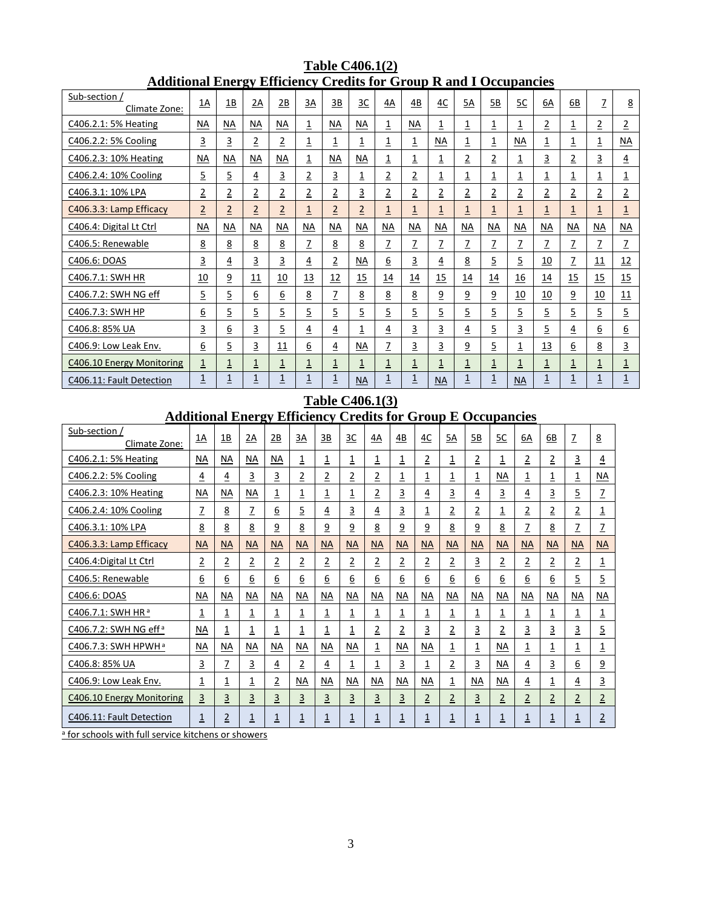**Table C406.1(2)**
**Additional Energy Efficiency Credits for Group R and I Occupancies**

| Sub-section / Climate Zone: | 1A | 1B | 2A | 2B | 3A | 3B | 3C | 4A | 4B | 4C | 5A | 5B | 5C | 6A | 6B | 7 | 8 |
|---|---|---|---|---|---|---|---|---|---|---|---|---|---|---|---|---|---|
| C406.2.1: 5% Heating | NA | NA | NA | NA | 1 | NA | NA | 1 | NA | 1 | 1 | 1 | 1 | 2 | 1 | 2 | 2 |
| C406.2.2: 5% Cooling | 3 | 3 | 2 | 2 | 1 | 1 | 1 | 1 | 1 | NA | 1 | 1 | NA | 1 | 1 | 1 | NA |
| C406.2.3: 10% Heating | NA | NA | NA | NA | 1 | NA | NA | 1 | 1 | 1 | 2 | 2 | 1 | 3 | 2 | 3 | 4 |
| C406.2.4: 10% Cooling | 5 | 5 | 4 | 3 | 2 | 3 | 1 | 2 | 2 | 1 | 1 | 1 | 1 | 1 | 1 | 1 | 1 |
| C406.3.1: 10% LPA | 2 | 2 | 2 | 2 | 2 | 2 | 3 | 2 | 2 | 2 | 2 | 2 | 2 | 2 | 2 | 2 | 2 |
| C406.3.3: Lamp Efficacy | 2 | 2 | 2 | 2 | 1 | 2 | 2 | 1 | 1 | 1 | 1 | 1 | 1 | 1 | 1 | 1 | 1 |
| C406.4: Digital Lt Ctrl | NA | NA | NA | NA | NA | NA | NA | NA | NA | NA | NA | NA | NA | NA | NA | NA | NA |
| C406.5: Renewable | 8 | 8 | 8 | 8 | 7 | 8 | 8 | 7 | 7 | 7 | 7 | 7 | 7 | 7 | 7 | 7 | 7 |
| C406.6: DOAS | 3 | 4 | 3 | 3 | 4 | 2 | NA | 6 | 3 | 4 | 8 | 5 | 5 | 10 | 7 | 11 | 12 |
| C406.7.1: SWH HR | 10 | 9 | 11 | 10 | 13 | 12 | 15 | 14 | 14 | 15 | 14 | 14 | 16 | 14 | 15 | 15 | 15 |
| C406.7.2: SWH NG eff | 5 | 5 | 6 | 6 | 8 | 7 | 8 | 8 | 8 | 9 | 9 | 9 | 10 | 10 | 9 | 10 | 11 |
| C406.7.3: SWH HP | 6 | 5 | 5 | 5 | 5 | 5 | 5 | 5 | 5 | 5 | 5 | 5 | 5 | 5 | 5 | 5 | 5 |
| C406.8: 85% UA | 3 | 6 | 3 | 5 | 4 | 4 | 1 | 4 | 3 | 3 | 4 | 5 | 3 | 5 | 4 | 6 | 6 |
| C406.9: Low Leak Env. | 6 | 5 | 3 | 11 | 6 | 4 | NA | 7 | 3 | 3 | 9 | 5 | 1 | 13 | 6 | 8 | 3 |
| C406.10 Energy Monitoring | 1 | 1 | 1 | 1 | 1 | 1 | 1 | 1 | 1 | 1 | 1 | 1 | 1 | 1 | 1 | 1 | 1 |
| C406.11: Fault Detection | 1 | 1 | 1 | 1 | 1 | 1 | NA | 1 | 1 | NA | 1 | 1 | NA | 1 | 1 | 1 | 1 |

**Table C406.1(3)**
**Additional Energy Efficiency Credits for Group E Occupancies**

| Sub-section / Climate Zone: | 1A | 1B | 2A | 2B | 3A | 3B | 3C | 4A | 4B | 4C | 5A | 5B | 5C | 6A | 6B | 7 | 8 |
|---|---|---|---|---|---|---|---|---|---|---|---|---|---|---|---|---|---|
| C406.2.1: 5% Heating | NA | NA | NA | NA | 1 | 1 | 1 | 1 | 1 | 2 | 1 | 2 | 1 | 2 | 2 | 3 | 4 |
| C406.2.2: 5% Cooling | 4 | 4 | 3 | 3 | 2 | 2 | 2 | 2 | 1 | 1 | 1 | 1 | NA | 1 | 1 | 1 | NA |
| C406.2.3: 10% Heating | NA | NA | NA | 1 | 1 | 1 | 1 | 2 | 3 | 4 | 3 | 4 | 3 | 4 | 3 | 5 | 7 |
| C406.2.4: 10% Cooling | 7 | 8 | 7 | 6 | 5 | 4 | 3 | 4 | 3 | 1 | 2 | 2 | 1 | 2 | 2 | 2 | 1 |
| C406.3.1: 10% LPA | 8 | 8 | 8 | 9 | 8 | 9 | 9 | 8 | 9 | 9 | 8 | 9 | 8 | 7 | 8 | 7 | 7 |
| C406.3.3: Lamp Efficacy | NA | NA | NA | NA | NA | NA | NA | NA | NA | NA | NA | NA | NA | NA | NA | NA | NA |
| C406.4:Digital Lt Ctrl | 2 | 2 | 2 | 2 | 2 | 2 | 2 | 2 | 2 | 2 | 2 | 3 | 2 | 2 | 2 | 2 | 1 |
| C406.5: Renewable | 6 | 6 | 6 | 6 | 6 | 6 | 6 | 6 | 6 | 6 | 6 | 6 | 6 | 6 | 6 | 5 | 5 |
| C406.6: DOAS | NA | NA | NA | NA | NA | NA | NA | NA | NA | NA | NA | NA | NA | NA | NA | NA | NA |
| C406.7.1: SWH HR [a] | 1 | 1 | 1 | 1 | 1 | 1 | 1 | 1 | 1 | 1 | 1 | 1 | 1 | 1 | 1 | 1 | 1 |
| C406.7.2: SWH NG eff [a] | NA | 1 | 1 | 1 | 1 | 1 | 1 | 2 | 2 | 3 | 2 | 3 | 2 | 3 | 3 | 3 | 5 |
| C406.7.3: SWH HPWH [a] | NA | NA | NA | NA | NA | NA | NA | 1 | NA | NA | 1 | 1 | NA | 1 | 1 | 1 | 1 |
| C406.8: 85% UA | 3 | 7 | 3 | 4 | 2 | 4 | 1 | 1 | 3 | 1 | 2 | 3 | NA | 4 | 3 | 6 | 9 |
| C406.9: Low Leak Env. | 1 | 1 | 1 | 2 | NA | NA | NA | NA | NA | NA | 1 | NA | NA | 4 | 1 | 4 | 3 |
| C406.10 Energy Monitoring | 3 | 3 | 3 | 3 | 3 | 3 | 3 | 3 | 3 | 2 | 2 | 3 | 2 | 2 | 2 | 2 | 2 |
| C406.11: Fault Detection | 1 | 2 | 1 | 1 | 1 | 1 | 1 | 1 | 1 | 1 | 1 | 1 | 1 | 1 | 1 | 1 | 2 |

[a] for schools with full service kitchens or showers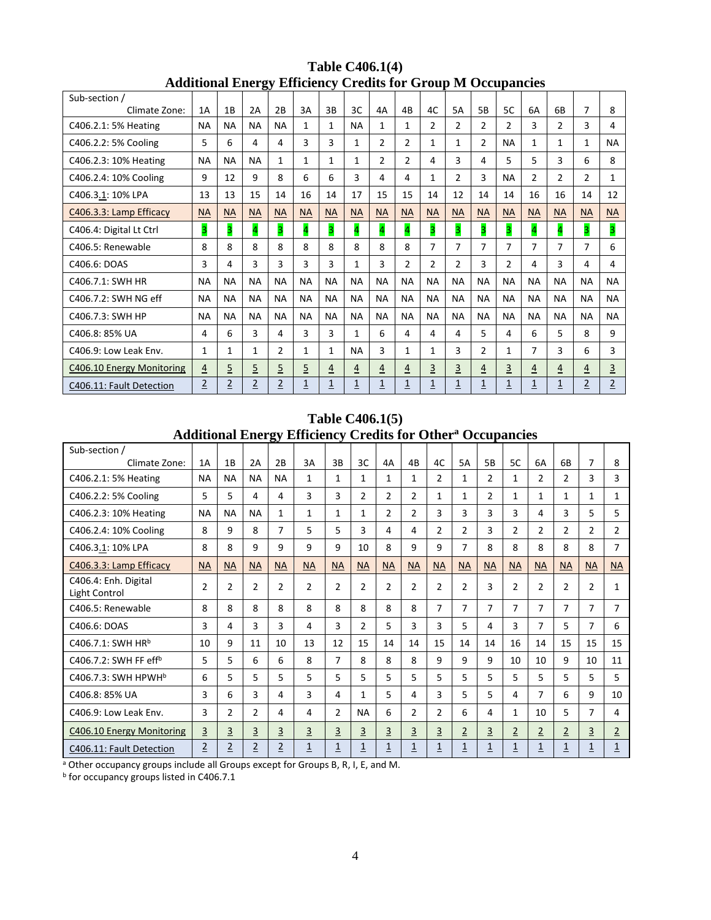**Table C406.1(4)**
**Additional Energy Efficiency Credits for Group M Occupancies**

| Sub-section / Climate Zone: | 1A | 1B | 2A | 2B | 3A | 3B | 3C | 4A | 4B | 4C | 5A | 5B | 5C | 6A | 6B | 7 | 8 |
|---|---|---|---|---|---|---|---|---|---|---|---|---|---|---|---|---|---|
| C406.2.1: 5% Heating | NA | NA | NA | NA | 1 | 1 | NA | 1 | 1 | 2 | 2 | 2 | 2 | 3 | 2 | 3 | 4 |
| C406.2.2: 5% Cooling | 5 | 6 | 4 | 4 | 3 | 3 | 1 | 2 | 2 | 1 | 1 | 2 | NA | 1 | 1 | 1 | NA |
| C406.2.3: 10% Heating | NA | NA | NA | 1 | 1 | 1 | 1 | 2 | 2 | 4 | 3 | 4 | 5 | 5 | 3 | 6 | 8 |
| C406.2.4: 10% Cooling | 9 | 12 | 9 | 8 | 6 | 6 | 3 | 4 | 4 | 1 | 2 | 3 | NA | 2 | 2 | 2 | 1 |
| C406.3.1: 10% LPA | 13 | 13 | 15 | 14 | 16 | 14 | 17 | 15 | 15 | 14 | 12 | 14 | 14 | 16 | 16 | 14 | 12 |
| C406.3.3: Lamp Efficacy | NA | NA | NA | NA | NA | NA | NA | NA | NA | NA | NA | NA | NA | NA | NA | NA | NA |
| C406.4: Digital Lt Ctrl | 3 | 3 | 4 | 3 | 4 | 3 | 4 | 4 | 4 | 3 | 3 | 3 | 3 | 4 | 4 | 3 | 3 |
| C406.5: Renewable | 8 | 8 | 8 | 8 | 8 | 8 | 8 | 8 | 8 | 7 | 7 | 7 | 7 | 7 | 7 | 7 | 6 |
| C406.6: DOAS | 3 | 4 | 3 | 3 | 3 | 3 | 1 | 3 | 2 | 2 | 2 | 3 | 2 | 4 | 3 | 4 | 4 |
| C406.7.1: SWH HR | NA | NA | NA | NA | NA | NA | NA | NA | NA | NA | NA | NA | NA | NA | NA | NA | NA |
| C406.7.2: SWH NG eff | NA | NA | NA | NA | NA | NA | NA | NA | NA | NA | NA | NA | NA | NA | NA | NA | NA |
| C406.7.3: SWH HP | NA | NA | NA | NA | NA | NA | NA | NA | NA | NA | NA | NA | NA | NA | NA | NA | NA |
| C406.8: 85% UA | 4 | 6 | 3 | 4 | 3 | 3 | 1 | 6 | 4 | 4 | 4 | 5 | 4 | 6 | 5 | 8 | 9 |
| C406.9: Low Leak Env. | 1 | 1 | 1 | 2 | 1 | 1 | NA | 3 | 1 | 1 | 3 | 2 | 1 | 7 | 3 | 6 | 3 |
| C406.10 Energy Monitoring | 4 | 5 | 5 | 5 | 5 | 4 | 4 | 4 | 4 | 3 | 3 | 4 | 3 | 4 | 4 | 4 | 3 |
| C406.11: Fault Detection | 2 | 2 | 2 | 2 | 1 | 1 | 1 | 1 | 1 | 1 | 1 | 1 | 1 | 1 | 1 | 2 | 2 |

**Table C406.1(5)**
**Additional Energy Efficiency Credits for Other[a] Occupancies**

| Sub-section / Climate Zone: | 1A | 1B | 2A | 2B | 3A | 3B | 3C | 4A | 4B | 4C | 5A | 5B | 5C | 6A | 6B | 7 | 8 |
|---|---|---|---|---|---|---|---|---|---|---|---|---|---|---|---|---|---|
| C406.2.1: 5% Heating | NA | NA | NA | NA | 1 | 1 | 1 | 1 | 1 | 2 | 1 | 2 | 1 | 2 | 2 | 3 | 3 |
| C406.2.2: 5% Cooling | 5 | 5 | 4 | 4 | 3 | 3 | 2 | 2 | 2 | 1 | 1 | 2 | 1 | 1 | 1 | 1 | 1 |
| C406.2.3: 10% Heating | NA | NA | NA | 1 | 1 | 1 | 1 | 2 | 2 | 3 | 3 | 3 | 3 | 4 | 3 | 5 | 5 |
| C406.2.4: 10% Cooling | 8 | 9 | 8 | 7 | 5 | 5 | 3 | 4 | 4 | 2 | 2 | 3 | 2 | 2 | 2 | 2 | 2 |
| C406.3.1: 10% LPA | 8 | 8 | 9 | 9 | 9 | 9 | 10 | 8 | 9 | 9 | 7 | 8 | 8 | 8 | 8 | 8 | 7 |
| C406.3.3: Lamp Efficacy | NA | NA | NA | NA | NA | NA | NA | NA | NA | NA | NA | NA | NA | NA | NA | NA | NA |
| C406.4: Enh. Digital Light Control | 2 | 2 | 2 | 2 | 2 | 2 | 2 | 2 | 2 | 2 | 2 | 3 | 2 | 2 | 2 | 2 | 1 |
| C406.5: Renewable | 8 | 8 | 8 | 8 | 8 | 8 | 8 | 8 | 8 | 7 | 7 | 7 | 7 | 7 | 7 | 7 | 7 |
| C406.6: DOAS | 3 | 4 | 3 | 3 | 4 | 3 | 2 | 5 | 3 | 3 | 5 | 4 | 3 | 7 | 5 | 7 | 6 |
| C406.7.1: SWH HR[b] | 10 | 9 | 11 | 10 | 13 | 12 | 15 | 14 | 14 | 15 | 14 | 14 | 16 | 14 | 15 | 15 | 15 |
| C406.7.2: SWH FF eff[b] | 5 | 5 | 6 | 6 | 8 | 7 | 8 | 8 | 8 | 9 | 9 | 9 | 10 | 10 | 9 | 10 | 11 |
| C406.7.3: SWH HPWH[b] | 6 | 5 | 5 | 5 | 5 | 5 | 5 | 5 | 5 | 5 | 5 | 5 | 5 | 5 | 5 | 5 | 5 |
| C406.8: 85% UA | 3 | 6 | 3 | 4 | 3 | 4 | 1 | 5 | 4 | 3 | 5 | 5 | 4 | 7 | 6 | 9 | 10 |
| C406.9: Low Leak Env. | 3 | 2 | 2 | 4 | 4 | 2 | NA | 6 | 2 | 2 | 6 | 4 | 1 | 10 | 5 | 7 | 4 |
| C406.10 Energy Monitoring | 3 | 3 | 3 | 3 | 3 | 3 | 3 | 3 | 3 | 3 | 2 | 3 | 2 | 2 | 2 | 3 | 2 |
| C406.11: Fault Detection | 2 | 2 | 2 | 2 | 1 | 1 | 1 | 1 | 1 | 1 | 1 | 1 | 1 | 1 | 1 | 1 | 1 |

[a] Other occupancy groups include all Groups except for Groups B, R, I, E, and M.

[b] for occupancy groups listed in C406.7.1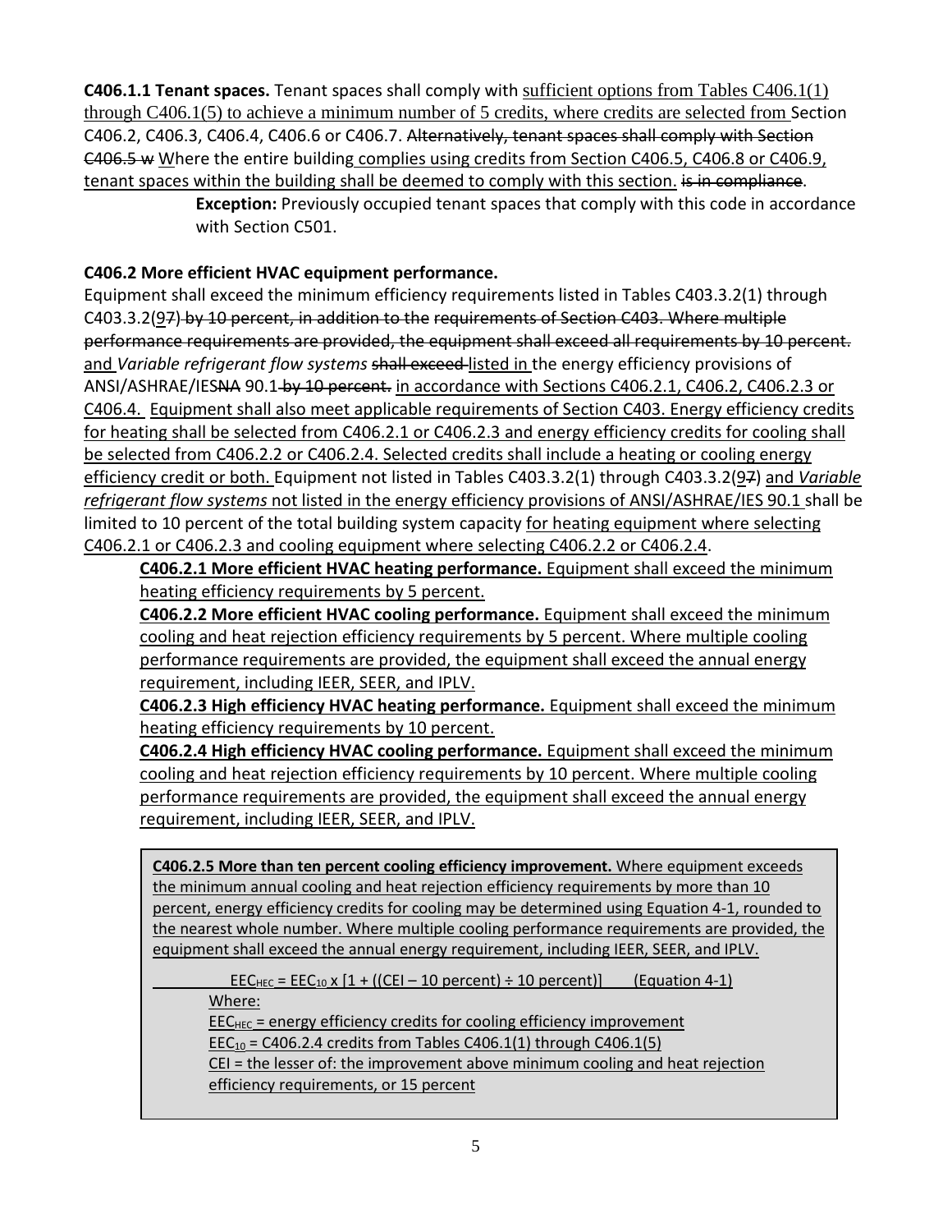**C406.1.1 Tenant spaces.** Tenant spaces shall comply with sufficient options from Tables C406.1(1) through C406.1(5) to achieve a minimum number of 5 credits, where credits are selected from Section C406.2, C406.3, C406.4, C406.6 or C406.7. ~~Alternatively, tenant spaces shall comply with Section C406.5 w~~ Where the entire building complies using credits from Section C406.5, C406.8 or C406.9, tenant spaces within the building shall be deemed to comply with this section. ~~is in compliance~~.

> **Exception:** Previously occupied tenant spaces that comply with this code in accordance with Section C501.

**C406.2 More efficient HVAC equipment performance.**

Equipment shall exceed the minimum efficiency requirements listed in Tables C403.3.2(1) through C403.3.2(9~~7~~) ~~by 10 percent, in addition to the requirements of Section C403. Where multiple performance requirements are provided, the equipment shall exceed all requirements by 10 percent.~~ and *Variable refrigerant flow systems* ~~shall exceed~~ listed in the energy efficiency provisions of ANSI/ASHRAE/IES~~NA~~ 90.1 ~~by 10 percent.~~ in accordance with Sections C406.2.1, C406.2, C406.2.3 or C406.4. Equipment shall also meet applicable requirements of Section C403. Energy efficiency credits for heating shall be selected from C406.2.1 or C406.2.3 and energy efficiency credits for cooling shall be selected from C406.2.2 or C406.2.4. Selected credits shall include a heating or cooling energy efficiency credit or both. Equipment not listed in Tables C403.3.2(1) through C403.3.2(9~~7~~) and *Variable refrigerant flow systems* not listed in the energy efficiency provisions of ANSI/ASHRAE/IES 90.1 shall be limited to 10 percent of the total building system capacity for heating equipment where selecting C406.2.1 or C406.2.3 and cooling equipment where selecting C406.2.2 or C406.2.4.

**C406.2.1 More efficient HVAC heating performance.** Equipment shall exceed the minimum heating efficiency requirements by 5 percent.

**C406.2.2 More efficient HVAC cooling performance.** Equipment shall exceed the minimum cooling and heat rejection efficiency requirements by 5 percent. Where multiple cooling performance requirements are provided, the equipment shall exceed the annual energy requirement, including IEER, SEER, and IPLV.

**C406.2.3 High efficiency HVAC heating performance.** Equipment shall exceed the minimum heating efficiency requirements by 10 percent.

**C406.2.4 High efficiency HVAC cooling performance.** Equipment shall exceed the minimum cooling and heat rejection efficiency requirements by 10 percent. Where multiple cooling performance requirements are provided, the equipment shall exceed the annual energy requirement, including IEER, SEER, and IPLV.

**C406.2.5 More than ten percent cooling efficiency improvement.** Where equipment exceeds the minimum annual cooling and heat rejection efficiency requirements by more than 10 percent, energy efficiency credits for cooling may be determined using Equation 4-1, rounded to the nearest whole number. Where multiple cooling performance requirements are provided, the equipment shall exceed the annual energy requirement, including IEER, SEER, and IPLV.

$$EEC_{HEC} = EEC_{10} \times [1 + ((CEI - 10\text{ percent}) \div 10\text{ percent})] \quad \text{(Equation 4-1)}$$

Where:

$EEC_{HEC}$ = energy efficiency credits for cooling efficiency improvement

$EEC_{10}$ = C406.2.4 credits from Tables C406.1(1) through C406.1(5)

CEI = the lesser of: the improvement above minimum cooling and heat rejection efficiency requirements, or 15 percent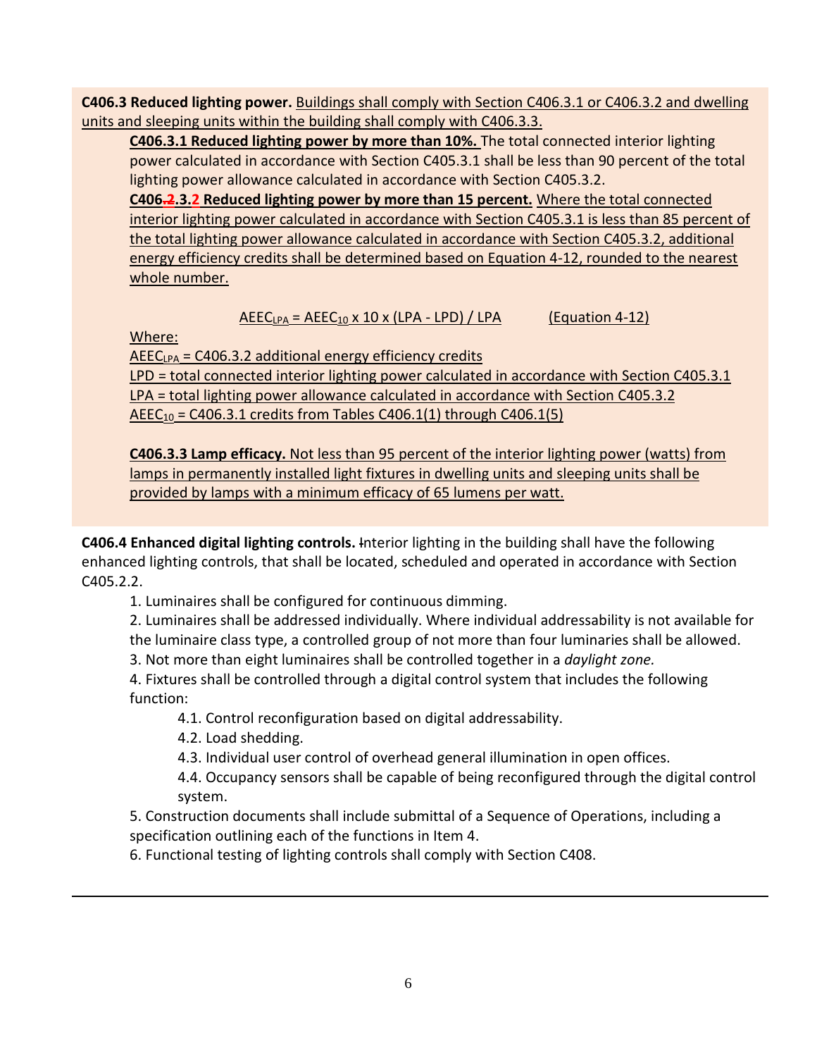**C406.3 Reduced lighting power.** Buildings shall comply with Section C406.3.1 or C406.3.2 and dwelling units and sleeping units within the building shall comply with C406.3.3.

**C406.3.1 Reduced lighting power by more than 10%.** The total connected interior lighting power calculated in accordance with Section C405.3.1 shall be less than 90 percent of the total lighting power allowance calculated in accordance with Section C405.3.2.

**C406.~~2~~.3.2 Reduced lighting power by more than 15 percent.** Where the total connected interior lighting power calculated in accordance with Section C405.3.1 is less than 85 percent of the total lighting power allowance calculated in accordance with Section C405.3.2, additional energy efficiency credits shall be determined based on Equation 4-12, rounded to the nearest whole number.

$$AEEC_{LPA} = AEEC_{10} \times 10 \times (LPA - LPD) / LPA \qquad \text{(Equation 4-12)}$$

Where:

$AEEC_{LPA}$ = C406.3.2 additional energy efficiency credits

LPD = total connected interior lighting power calculated in accordance with Section C405.3.1

LPA = total lighting power allowance calculated in accordance with Section C405.3.2

$AEEC_{10}$ = C406.3.1 credits from Tables C406.1(1) through C406.1(5)

**C406.3.3 Lamp efficacy.** Not less than 95 percent of the interior lighting power (watts) from lamps in permanently installed light fixtures in dwelling units and sleeping units shall be provided by lamps with a minimum efficacy of 65 lumens per watt.

**C406.4 Enhanced digital lighting controls.** Interior lighting in the building shall have the following enhanced lighting controls, that shall be located, scheduled and operated in accordance with Section C405.2.2.

1. Luminaires shall be configured for continuous dimming.
2. Luminaires shall be addressed individually. Where individual addressability is not available for the luminaire class type, a controlled group of not more than four luminaries shall be allowed.
3. Not more than eight luminaires shall be controlled together in a *daylight zone.*
4. Fixtures shall be controlled through a digital control system that includes the following function:
   - 4.1. Control reconfiguration based on digital addressability.
   - 4.2. Load shedding.
   - 4.3. Individual user control of overhead general illumination in open offices.
   - 4.4. Occupancy sensors shall be capable of being reconfigured through the digital control system.
5. Construction documents shall include submittal of a Sequence of Operations, including a specification outlining each of the functions in Item 4.
6. Functional testing of lighting controls shall comply with Section C408.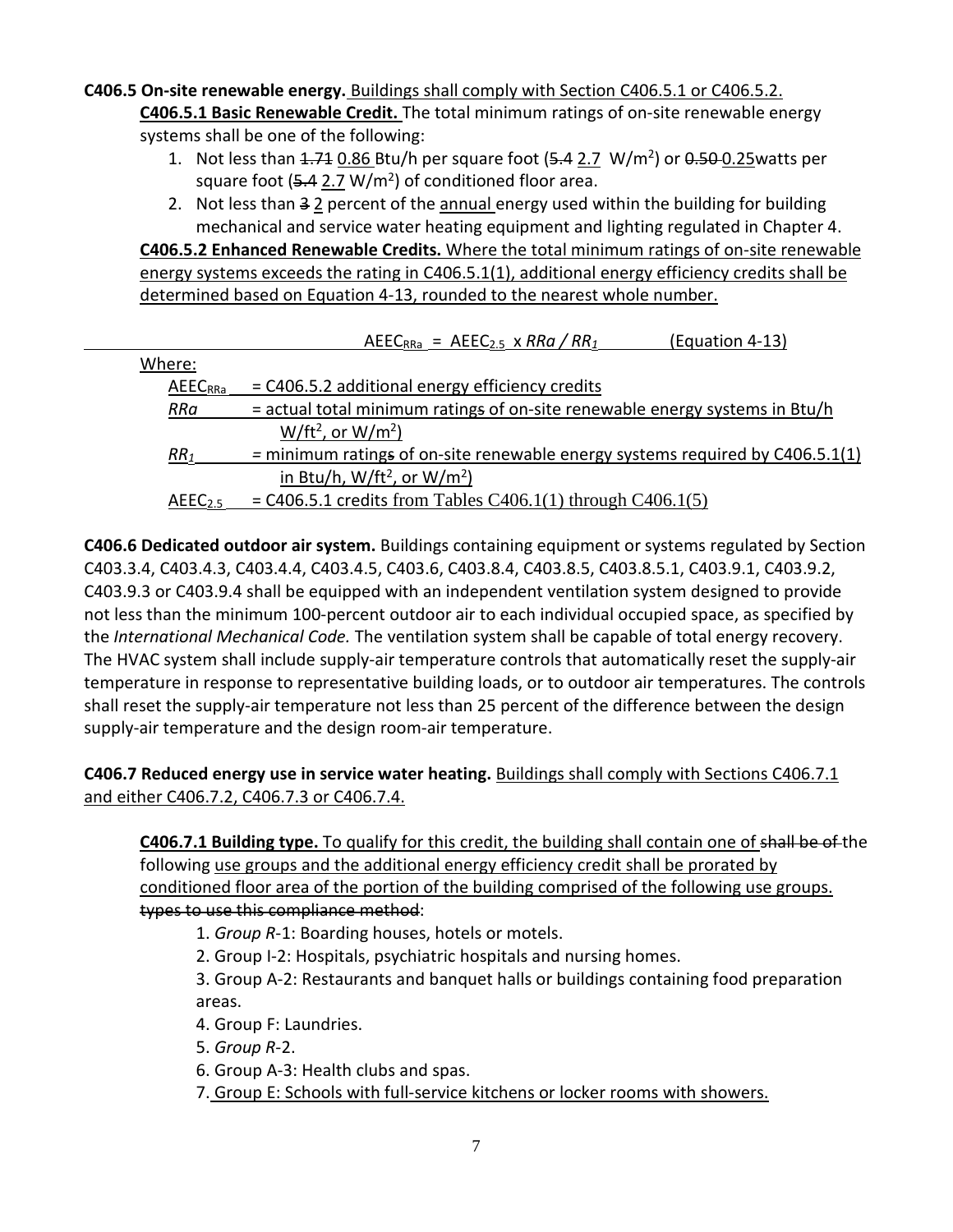**C406.5 On-site renewable energy.** Buildings shall comply with Section C406.5.1 or C406.5.2.

**C406.5.1 Basic Renewable Credit.** The total minimum ratings of on-site renewable energy systems shall be one of the following:

1. Not less than ~~1.71~~ 0.86 Btu/h per square foot (~~5.4~~ 2.7 W/m$^2$) or ~~0.50~~ 0.25watts per square foot (~~5.4~~ 2.7 W/m$^2$) of conditioned floor area.
2. Not less than ~~3~~ 2 percent of the annual energy used within the building for building mechanical and service water heating equipment and lighting regulated in Chapter 4.

**C406.5.2 Enhanced Renewable Credits.** Where the total minimum ratings of on-site renewable energy systems exceeds the rating in C406.5.1(1), additional energy efficiency credits shall be determined based on Equation 4-13, rounded to the nearest whole number.

$$AEEC_{RRa} = AEEC_{2.5} \times RRa / RR_1 \quad \text{(Equation 4-13)}$$

Where:

$AEEC_{RRa}$ = C406.5.2 additional energy efficiency credits

*RRa* = actual total minimum ratings of on-site renewable energy systems in Btu/h W/ft$^2$, or W/m$^2$)

$RR_1$ = minimum ratings of on-site renewable energy systems required by C406.5.1(1) in Btu/h, W/ft$^2$, or W/m$^2$)

$AEEC_{2.5}$ = C406.5.1 credits from Tables C406.1(1) through C406.1(5)

**C406.6 Dedicated outdoor air system.** Buildings containing equipment or systems regulated by Section C403.3.4, C403.4.3, C403.4.4, C403.4.5, C403.6, C403.8.4, C403.8.5, C403.8.5.1, C403.9.1, C403.9.2, C403.9.3 or C403.9.4 shall be equipped with an independent ventilation system designed to provide not less than the minimum 100-percent outdoor air to each individual occupied space, as specified by the *International Mechanical Code.* The ventilation system shall be capable of total energy recovery. The HVAC system shall include supply-air temperature controls that automatically reset the supply-air temperature in response to representative building loads, or to outdoor air temperatures. The controls shall reset the supply-air temperature not less than 25 percent of the difference between the design supply-air temperature and the design room-air temperature.

**C406.7 Reduced energy use in service water heating.** Buildings shall comply with Sections C406.7.1 and either C406.7.2, C406.7.3 or C406.7.4.

**C406.7.1 Building type.** To qualify for this credit, the building shall contain one of ~~shall be of~~ the following use groups and the additional energy efficiency credit shall be prorated by conditioned floor area of the portion of the building comprised of the following use groups. ~~types to use this compliance method~~:

1. *Group R*-1: Boarding houses, hotels or motels.
2. Group I-2: Hospitals, psychiatric hospitals and nursing homes.
3. Group A-2: Restaurants and banquet halls or buildings containing food preparation areas.
4. Group F: Laundries.
5. *Group R*-2.
6. Group A-3: Health clubs and spas.
7. Group E: Schools with full-service kitchens or locker rooms with showers.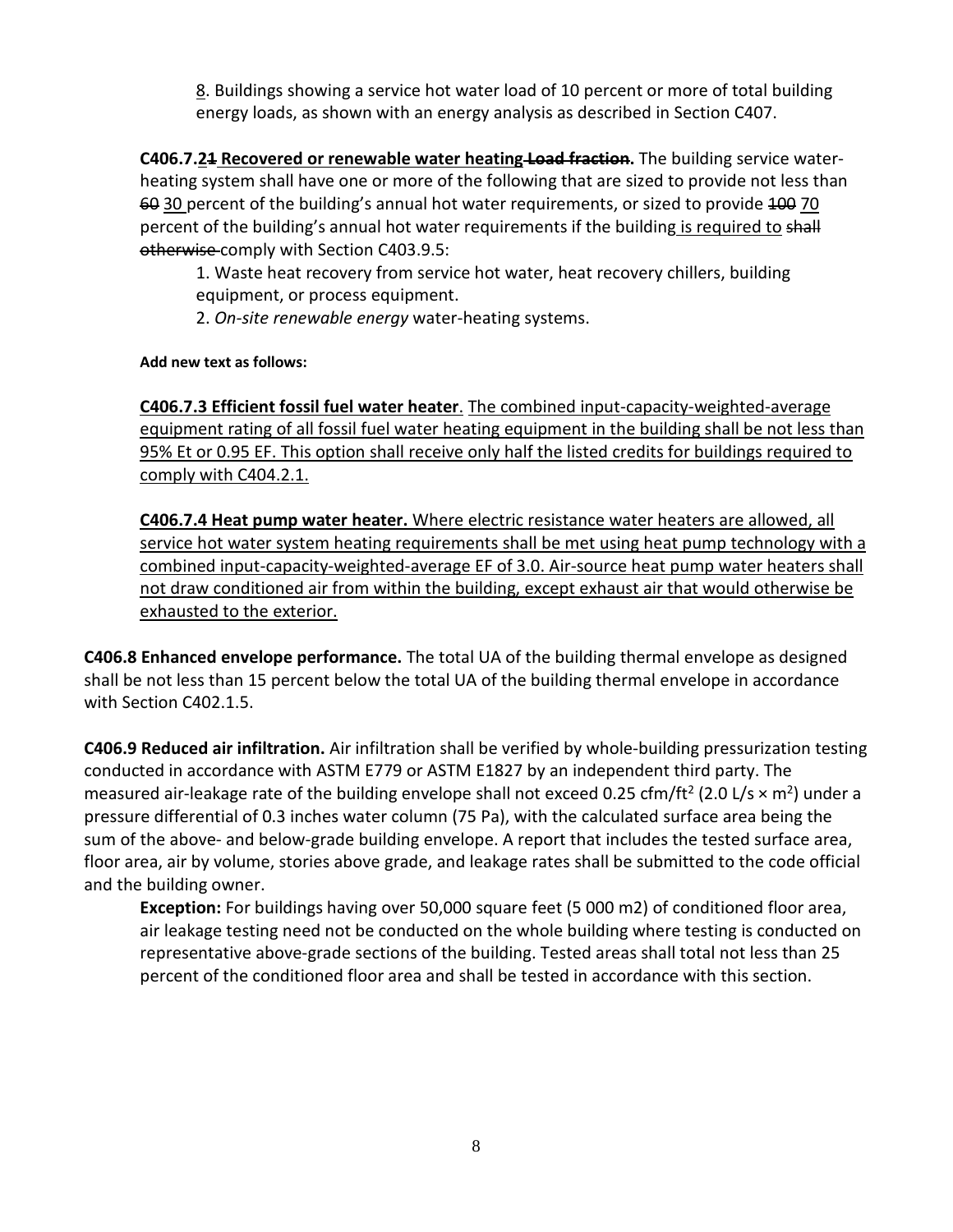8. Buildings showing a service hot water load of 10 percent or more of total building energy loads, as shown with an energy analysis as described in Section C407.

**C406.7.2~~1~~ Recovered or renewable water heating ~~Load fraction~~.** The building service water-heating system shall have one or more of the following that are sized to provide not less than ~~60~~ 30 percent of the building's annual hot water requirements, or sized to provide ~~100~~ 70 percent of the building's annual hot water requirements if the building is required to ~~shall otherwise~~ comply with Section C403.9.5:

1. Waste heat recovery from service hot water, heat recovery chillers, building equipment, or process equipment.
2. *On-site renewable energy* water-heating systems.

**Add new text as follows:**

**C406.7.3 Efficient fossil fuel water heater**. The combined input-capacity-weighted-average equipment rating of all fossil fuel water heating equipment in the building shall be not less than 95% Et or 0.95 EF. This option shall receive only half the listed credits for buildings required to comply with C404.2.1.

**C406.7.4 Heat pump water heater.** Where electric resistance water heaters are allowed, all service hot water system heating requirements shall be met using heat pump technology with a combined input-capacity-weighted-average EF of 3.0. Air-source heat pump water heaters shall not draw conditioned air from within the building, except exhaust air that would otherwise be exhausted to the exterior.

**C406.8 Enhanced envelope performance.** The total UA of the building thermal envelope as designed shall be not less than 15 percent below the total UA of the building thermal envelope in accordance with Section C402.1.5.

**C406.9 Reduced air infiltration.** Air infiltration shall be verified by whole-building pressurization testing conducted in accordance with ASTM E779 or ASTM E1827 by an independent third party. The measured air-leakage rate of the building envelope shall not exceed 0.25 cfm/ft$^2$ (2.0 L/s × m$^2$) under a pressure differential of 0.3 inches water column (75 Pa), with the calculated surface area being the sum of the above- and below-grade building envelope. A report that includes the tested surface area, floor area, air by volume, stories above grade, and leakage rates shall be submitted to the code official and the building owner.

**Exception:** For buildings having over 50,000 square feet (5 000 m2) of conditioned floor area, air leakage testing need not be conducted on the whole building where testing is conducted on representative above-grade sections of the building. Tested areas shall total not less than 25 percent of the conditioned floor area and shall be tested in accordance with this section.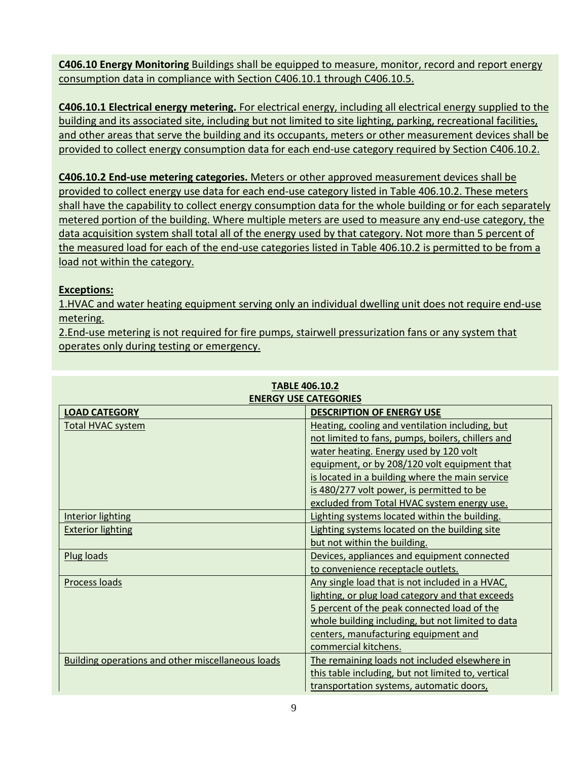**C406.10 Energy Monitoring** Buildings shall be equipped to measure, monitor, record and report energy consumption data in compliance with Section C406.10.1 through C406.10.5.

**C406.10.1 Electrical energy metering.** For electrical energy, including all electrical energy supplied to the building and its associated site, including but not limited to site lighting, parking, recreational facilities, and other areas that serve the building and its occupants, meters or other measurement devices shall be provided to collect energy consumption data for each end-use category required by Section C406.10.2.

**C406.10.2 End-use metering categories.** Meters or other approved measurement devices shall be provided to collect energy use data for each end-use category listed in Table 406.10.2. These meters shall have the capability to collect energy consumption data for the whole building or for each separately metered portion of the building. Where multiple meters are used to measure any end-use category, the data acquisition system shall total all of the energy used by that category. Not more than 5 percent of the measured load for each of the end-use categories listed in Table 406.10.2 is permitted to be from a load not within the category.

**Exceptions:**

1. HVAC and water heating equipment serving only an individual dwelling unit does not require end-use metering.
2. End-use metering is not required for fire pumps, stairwell pressurization fans or any system that operates only during testing or emergency.

**TABLE 406.10.2**
**ENERGY USE CATEGORIES**

| LOAD CATEGORY | DESCRIPTION OF ENERGY USE |
|---|---|
| Total HVAC system | Heating, cooling and ventilation including, but not limited to fans, pumps, boilers, chillers and water heating. Energy used by 120 volt equipment, or by 208/120 volt equipment that is located in a building where the main service is 480/277 volt power, is permitted to be excluded from Total HVAC system energy use. |
| Interior lighting | Lighting systems located within the building. |
| Exterior lighting | Lighting systems located on the building site but not within the building. |
| Plug loads | Devices, appliances and equipment connected to convenience receptacle outlets. |
| Process loads | Any single load that is not included in a HVAC, lighting, or plug load category and that exceeds 5 percent of the peak connected load of the whole building including, but not limited to data centers, manufacturing equipment and commercial kitchens. |
| Building operations and other miscellaneous loads | The remaining loads not included elsewhere in this table including, but not limited to, vertical transportation systems, automatic doors, |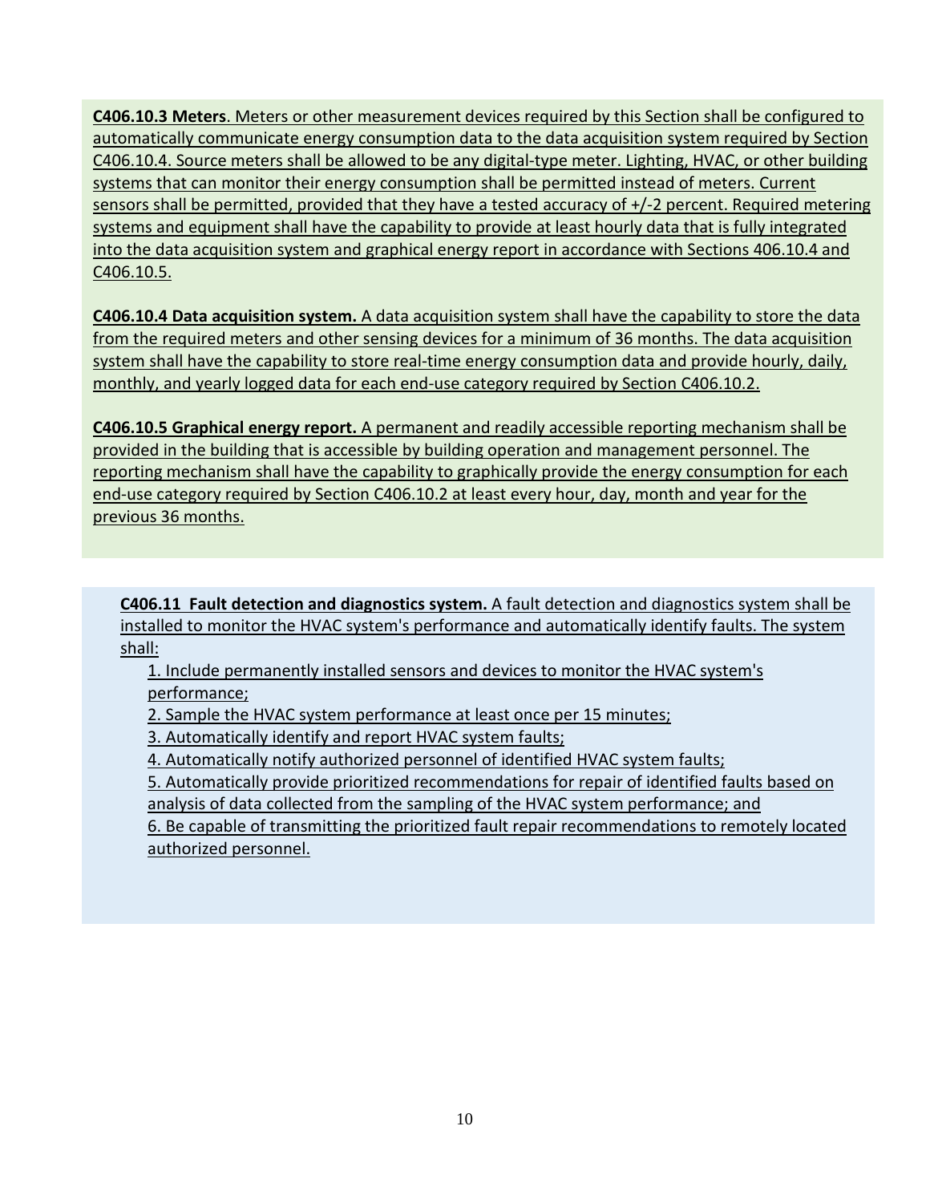**C406.10.3 Meters**. Meters or other measurement devices required by this Section shall be configured to automatically communicate energy consumption data to the data acquisition system required by Section C406.10.4. Source meters shall be allowed to be any digital-type meter. Lighting, HVAC, or other building systems that can monitor their energy consumption shall be permitted instead of meters. Current sensors shall be permitted, provided that they have a tested accuracy of +/-2 percent. Required metering systems and equipment shall have the capability to provide at least hourly data that is fully integrated into the data acquisition system and graphical energy report in accordance with Sections 406.10.4 and C406.10.5.

**C406.10.4 Data acquisition system.** A data acquisition system shall have the capability to store the data from the required meters and other sensing devices for a minimum of 36 months. The data acquisition system shall have the capability to store real-time energy consumption data and provide hourly, daily, monthly, and yearly logged data for each end-use category required by Section C406.10.2.

**C406.10.5 Graphical energy report.** A permanent and readily accessible reporting mechanism shall be provided in the building that is accessible by building operation and management personnel. The reporting mechanism shall have the capability to graphically provide the energy consumption for each end-use category required by Section C406.10.2 at least every hour, day, month and year for the previous 36 months.

**C406.11 Fault detection and diagnostics system.** A fault detection and diagnostics system shall be installed to monitor the HVAC system's performance and automatically identify faults. The system shall:

1. Include permanently installed sensors and devices to monitor the HVAC system's performance;
2. Sample the HVAC system performance at least once per 15 minutes;
3. Automatically identify and report HVAC system faults;
4. Automatically notify authorized personnel of identified HVAC system faults;
5. Automatically provide prioritized recommendations for repair of identified faults based on analysis of data collected from the sampling of the HVAC system performance; and
6. Be capable of transmitting the prioritized fault repair recommendations to remotely located authorized personnel.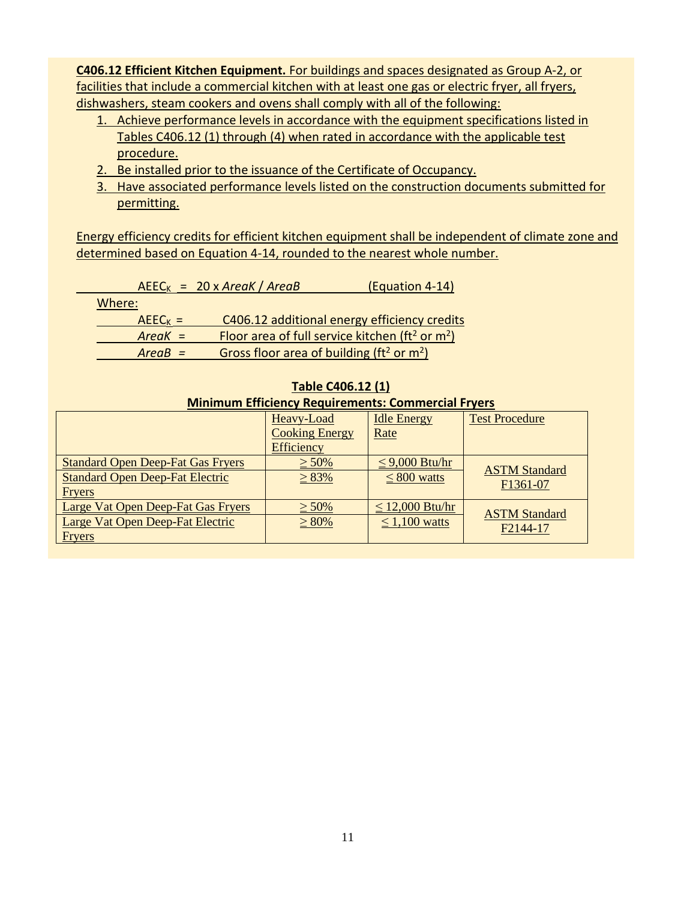**C406.12 Efficient Kitchen Equipment.** For buildings and spaces designated as Group A-2, or facilities that include a commercial kitchen with at least one gas or electric fryer, all fryers, dishwashers, steam cookers and ovens shall comply with all of the following:

1. Achieve performance levels in accordance with the equipment specifications listed in Tables C406.12 (1) through (4) when rated in accordance with the applicable test procedure.
2. Be installed prior to the issuance of the Certificate of Occupancy.
3. Have associated performance levels listed on the construction documents submitted for permitting.

Energy efficiency credits for efficient kitchen equipment shall be independent of climate zone and determined based on Equation 4-14, rounded to the nearest whole number.

$$AEEC_K = 20 \times AreaK / AreaB \quad \text{(Equation 4-14)}$$

Where:

$AEEC_K$ = C406.12 additional energy efficiency credits

$AreaK$ = Floor area of full service kitchen ($ft^2$ or $m^2$)

$AreaB$ = Gross floor area of building ($ft^2$ or $m^2$)

**Table C406.12 (1)**
**Minimum Efficiency Requirements: Commercial Fryers**

| | Heavy-Load Cooking Energy Efficiency | Idle Energy Rate | Test Procedure |
|---|---|---|---|
| Standard Open Deep-Fat Gas Fryers | ≥ 50% | ≤ 9,000 Btu/hr | ASTM Standard F1361-07 |
| Standard Open Deep-Fat Electric Fryers | ≥ 83% | ≤ 800 watts | |
| Large Vat Open Deep-Fat Gas Fryers | ≥ 50% | ≤ 12,000 Btu/hr | ASTM Standard F2144-17 |
| Large Vat Open Deep-Fat Electric Fryers | ≥ 80% | ≤ 1,100 watts | |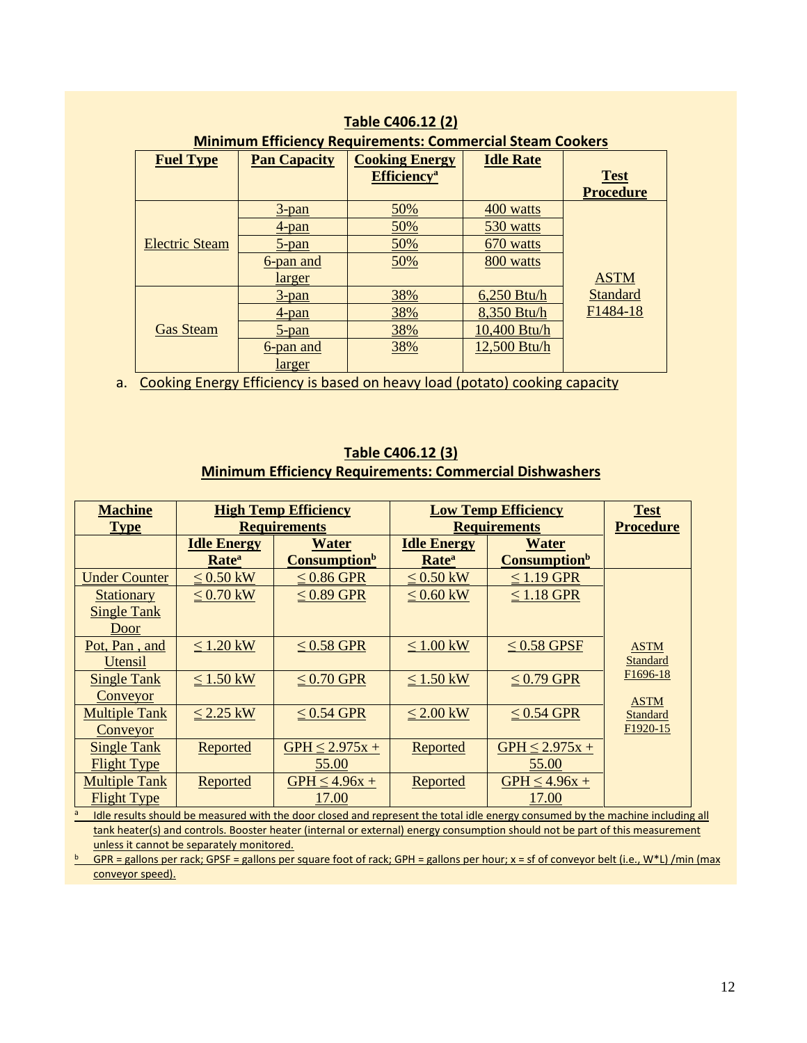**Table C406.12 (2)**
**Minimum Efficiency Requirements: Commercial Steam Cookers**

| Fuel Type | Pan Capacity | Cooking Energy Efficiency[a] | Idle Rate | Test Procedure |
|---|---|---|---|---|
| Electric Steam | 3-pan | 50% | 400 watts | ASTM Standard F1484-18 |
| | 4-pan | 50% | 530 watts | |
| | 5-pan | 50% | 670 watts | |
| | 6-pan and larger | 50% | 800 watts | |
| Gas Steam | 3-pan | 38% | 6,250 Btu/h | |
| | 4-pan | 38% | 8,350 Btu/h | |
| | 5-pan | 38% | 10,400 Btu/h | |
| | 6-pan and larger | 38% | 12,500 Btu/h | |

a. Cooking Energy Efficiency is based on heavy load (potato) cooking capacity

**Table C406.12 (3)**
**Minimum Efficiency Requirements: Commercial Dishwashers**

| Machine Type | High Temp Efficiency Requirements | | Low Temp Efficiency Requirements | | Test Procedure |
|---|---|---|---|---|---|
| | Idle Energy Rate[a] | Water Consumption[b] | Idle Energy Rate[a] | Water Consumption[b] | |
| Under Counter | ≤ 0.50 kW | ≤ 0.86 GPR | ≤ 0.50 kW | ≤ 1.19 GPR | ASTM Standard F1696-18<br>ASTM Standard F1920-15 |
| Stationary Single Tank Door | ≤ 0.70 kW | ≤ 0.89 GPR | ≤ 0.60 kW | ≤ 1.18 GPR | |
| Pot, Pan , and Utensil | ≤ 1.20 kW | ≤ 0.58 GPR | ≤ 1.00 kW | ≤ 0.58 GPSF | |
| Single Tank Conveyor | ≤ 1.50 kW | ≤ 0.70 GPR | ≤ 1.50 kW | ≤ 0.79 GPR | |
| Multiple Tank Conveyor | ≤ 2.25 kW | ≤ 0.54 GPR | ≤ 2.00 kW | ≤ 0.54 GPR | |
| Single Tank Flight Type | Reported | GPH ≤ 2.975x + 55.00 | Reported | GPH ≤ 2.975x + 55.00 | |
| Multiple Tank Flight Type | Reported | GPH ≤ 4.96x + 17.00 | Reported | GPH ≤ 4.96x + 17.00 | |

[a] Idle results should be measured with the door closed and represent the total idle energy consumed by the machine including all tank heater(s) and controls. Booster heater (internal or external) energy consumption should not be part of this measurement unless it cannot be separately monitored.

[b] GPR = gallons per rack; GPSF = gallons per square foot of rack; GPH = gallons per hour; x = sf of conveyor belt (i.e., W*L) /min (max conveyor speed).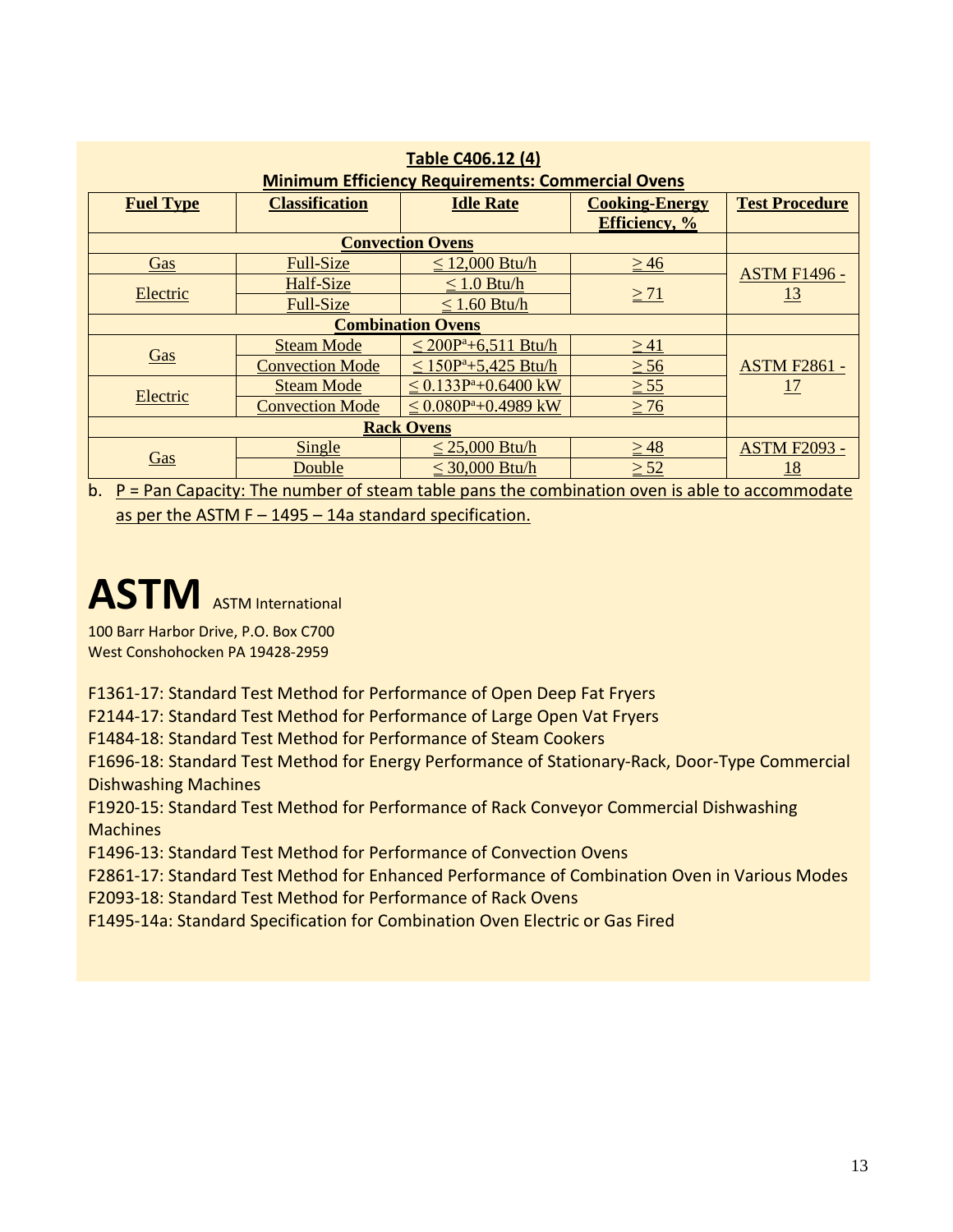**Table C406.12 (4)**
**Minimum Efficiency Requirements: Commercial Ovens**

| Fuel Type | Classification | Idle Rate | Cooking-Energy Efficiency, % | Test Procedure |
|---|---|---|---|---|
| **Convection Ovens** | | | | |
| Gas | Full-Size | ≤ 12,000 Btu/h | ≥ 46 | ASTM F1496 - 13 |
| Electric | Half-Size | ≤ 1.0 Btu/h | ≥ 71 | |
| | Full-Size | ≤ 1.60 Btu/h | | |
| **Combination Ovens** | | | | |
| Gas | Steam Mode | ≤ 200P[a]+6,511 Btu/h | ≥ 41 | ASTM F2861 - 17 |
| | Convection Mode | ≤ 150P[a]+5,425 Btu/h | ≥ 56 | |
| Electric | Steam Mode | ≤ 0.133P[a]+0.6400 kW | ≥ 55 | |
| | Convection Mode | ≤ 0.080P[a]+0.4989 kW | ≥ 76 | |
| **Rack Ovens** | | | | |
| Gas | Single | ≤ 25,000 Btu/h | ≥ 48 | ASTM F2093 - 18 |
| | Double | ≤ 30,000 Btu/h | ≥ 52 | |

b. P = Pan Capacity: The number of steam table pans the combination oven is able to accommodate as per the ASTM F – 1495 – 14a standard specification.

# ASTM ASTM International

100 Barr Harbor Drive, P.O. Box C700
West Conshohocken PA 19428-2959

F1361-17: Standard Test Method for Performance of Open Deep Fat Fryers
F2144-17: Standard Test Method for Performance of Large Open Vat Fryers
F1484-18: Standard Test Method for Performance of Steam Cookers
F1696-18: Standard Test Method for Energy Performance of Stationary-Rack, Door-Type Commercial Dishwashing Machines
F1920-15: Standard Test Method for Performance of Rack Conveyor Commercial Dishwashing Machines
F1496-13: Standard Test Method for Performance of Convection Ovens
F2861-17: Standard Test Method for Enhanced Performance of Combination Oven in Various Modes
F2093-18: Standard Test Method for Performance of Rack Ovens
F1495-14a: Standard Specification for Combination Oven Electric or Gas Fired